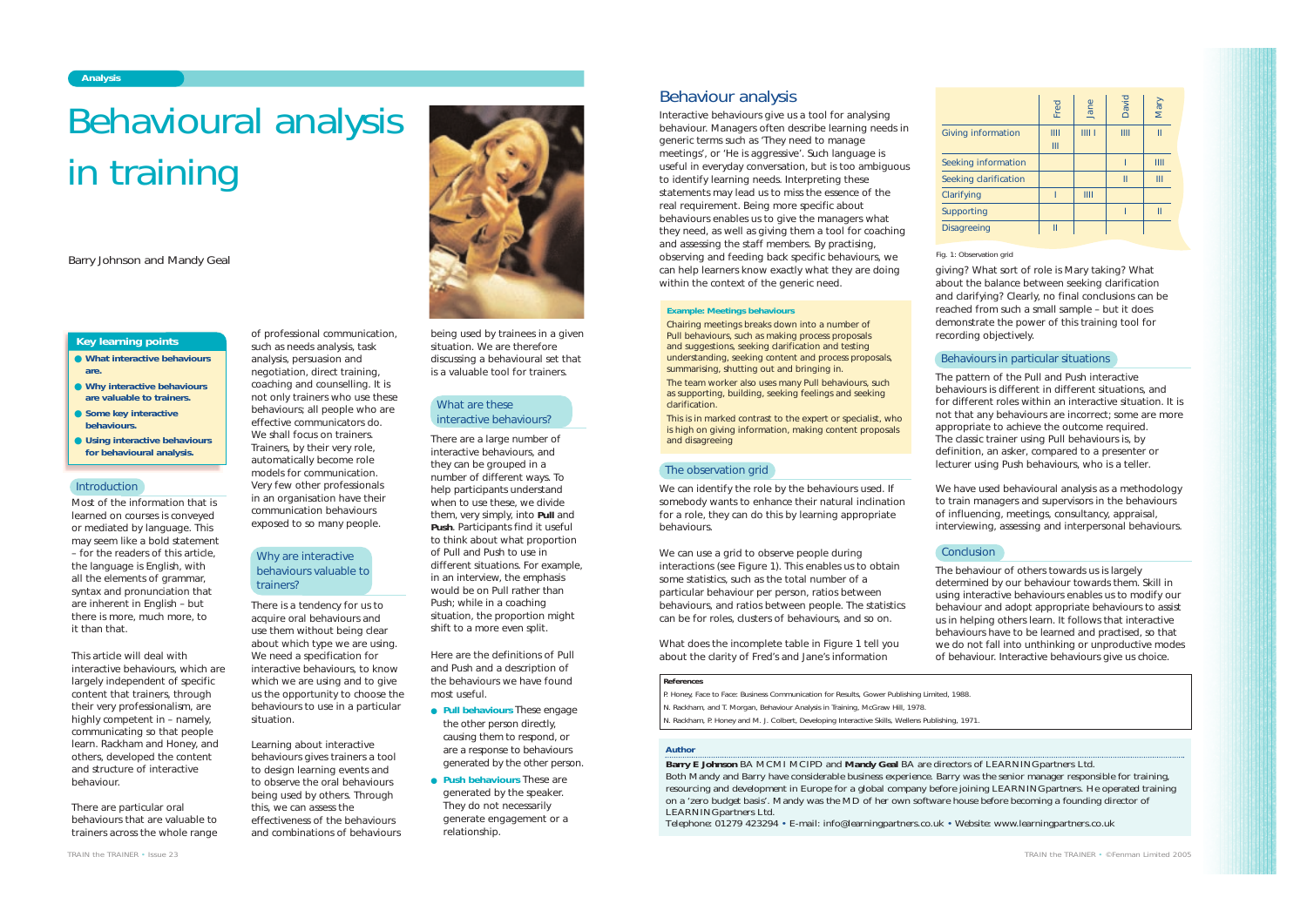Analysis

# Behavioural analysis in training

Barry Johnson and Mandy Geal

**Key learning points**

- **What interactive behaviours are.**
- **Why interactive behaviours are valuable to trainers.**
- **Some key interactive behaviours.**
- **Using interactive behaviours for behavioural analysis.**

## Introduction

Most of the information that is learned on courses is conveyed or mediated by language. This may seem like a bold statement – for the readers of this article, the language is English, with all the elements of grammar, syntax and pronunciation that are inherent in English – but there is more, much more, to it than that.

This article will deal with interactive behaviours, which are largely independent of specific content that trainers, through their very professionalism, are highly competent in – namely, communicating so that people learn. Rackham and Honey, and others, developed the content and structure of interactive behaviour.

There are particular oral behaviours that are valuable to trainers across the whole range of professional communication, such as needs analysis, task analysis, persuasion and negotiation, direct training, coaching and counselling. It is not only trainers who use these behaviours; all people who are effective communicators do. We shall focus on trainers. Trainers, by their very role, automatically become role models for communication. Very few other professionals in an organisation have their communication behaviours exposed to so many people.

## Why are interactive behaviours valuable to trainers?

There is a tendency for us to acquire oral behaviours and use them without being clear about which type we are using. We need a specification for interactive behaviours, to know which we are using and to give us the opportunity to choose the behaviours to use in a particular situation.

Learning about interactive behaviours gives trainers a tool to design learning events and to observe the oral behaviours being used by others. Through this, we can assess the effectiveness of the behaviours and combinations of behaviours being used by trainees in a given situation. We are therefore discussing a behavioural set that is a valuable tool for trainers.

## What are these interactive behaviours?

There are a large number of interactive behaviours, and they can be grouped in a number of different ways. To help participants understand when to use these, we divide them, very simply, into **Pull** and **Push**. Participants find it useful to think about what proportion of Pull and Push to use in different situations. For example, in an interview, the emphasis would be on Pull rather than Push; while in a coaching situation, the proportion might shift to a more even split.

Here are the definitions of Pull and Push and a description of the behaviours we have found most useful.

- **Pull behaviours** These engage the other person directly, causing them to respond, or are a response to behaviours generated by the other person.
- **Push behaviours** These are generated by the speaker. They do not necessarily generate engagement or a relationship.

## Behaviour analysis

Interactive behaviours give us a tool for analysing behaviour. Managers often describe learning needs in generic terms such as 'They need to manage meetings', or 'He is aggressive'. Such language is useful in everyday conversation, but is too ambiguous to identify learning needs. Interpreting these statements may lead us to miss the essence of the real requirement. Being more specific about behaviours enables us to give the managers what they need, as well as giving them a tool for coaching and assessing the staff members. By practising, observing and feeding back specific behaviours, we can help learners know exactly what they are doing within the context of the generic need.

**Example: Meetings behaviours**

Chairing meetings breaks down into a number of Pull behaviours, such as making process proposals and suggestions, seeking clarification and testing understanding, seeking content and process proposals, summarising, shutting out and bringing in.

The team worker also uses many Pull behaviours, such as supporting, building, seeking feelings and seeking clarification.

This is in marked contrast to the expert or specialist, who is high on giving information, making content proposals and disagreeing

## The observation grid

We can identify the role by the behaviours used. If somebody wants to enhance their natural inclination for a role, they can do this by learning appropriate behaviours.

We can use a grid to observe people during interactions (see Figure 1). This enables us to obtain some statistics, such as the total number of a particular behaviour per person, ratios between behaviours, and ratios between people. The statistics can be for roles, clusters of behaviours, and so on.

| | Fred | Jane | David | Mary |
|---|---|---|---|---|
| Giving information | IIII III | IIII I | IIII | II |
| Seeking information | | | I | IIII |
| Seeking clarification | | | II | III |
| Clarifying | I | IIII | | |
| Supporting | | | I | II |
| Disagreeing | II | | | |

Fig. 1: Observation grid

What does the incomplete table in Figure 1 tell you about the clarity of Fred's and Jane's information giving? What sort of role is Mary taking? What about the balance between seeking clarification and clarifying? Clearly, no final conclusions can be reached from such a small sample – but it does demonstrate the power of this training tool for recording objectively.

## Behaviours in particular situations

The pattern of the Pull and Push interactive behaviours is different in different situations, and for different roles within an interactive situation. It is not that any behaviours are incorrect; some are more appropriate to achieve the outcome required. The classic trainer using Pull behaviours is, by definition, an asker, compared to a presenter or lecturer using Push behaviours, who is a teller.

We have used behavioural analysis as a methodology to train managers and supervisors in the behaviours of influencing, meetings, consultancy, appraisal, interviewing, assessing and interpersonal behaviours.

## Conclusion

The behaviour of others towards us is largely determined by our behaviour towards them. Skill in using interactive behaviours enables us to modify our behaviour and adopt appropriate behaviours to assist us in helping others learn. It follows that interactive behaviours have to be learned and practised, so that we do not fall into unthinking or unproductive modes of behaviour. Interactive behaviours give us choice.

**References**

P. Honey, Face to Face: Business Communication for Results, Gower Publishing Limited, 1988.

N. Rackham, and T. Morgan, Behaviour Analysis in Training, McGraw Hill, 1978.

N. Rackham, P. Honey and M. J. Colbert, Developing Interactive Skills, Wellens Publishing, 1971.

**Author**

**Barry E Johnson** BA MCMI MCIPD and **Mandy Geal** BA are directors of LEARNINGpartners Ltd.

Both Mandy and Barry have considerable business experience. Barry was the senior manager responsible for training, resourcing and development in Europe for a global company before joining LEARNINGpartners. He operated training on a 'zero budget basis'. Mandy was the MD of her own software house before becoming a founding director of LEARNINGpartners Ltd.

Telephone: 01279 423294 • E-mail: info@learningpartners.co.uk • Website: www.learningpartners.co.uk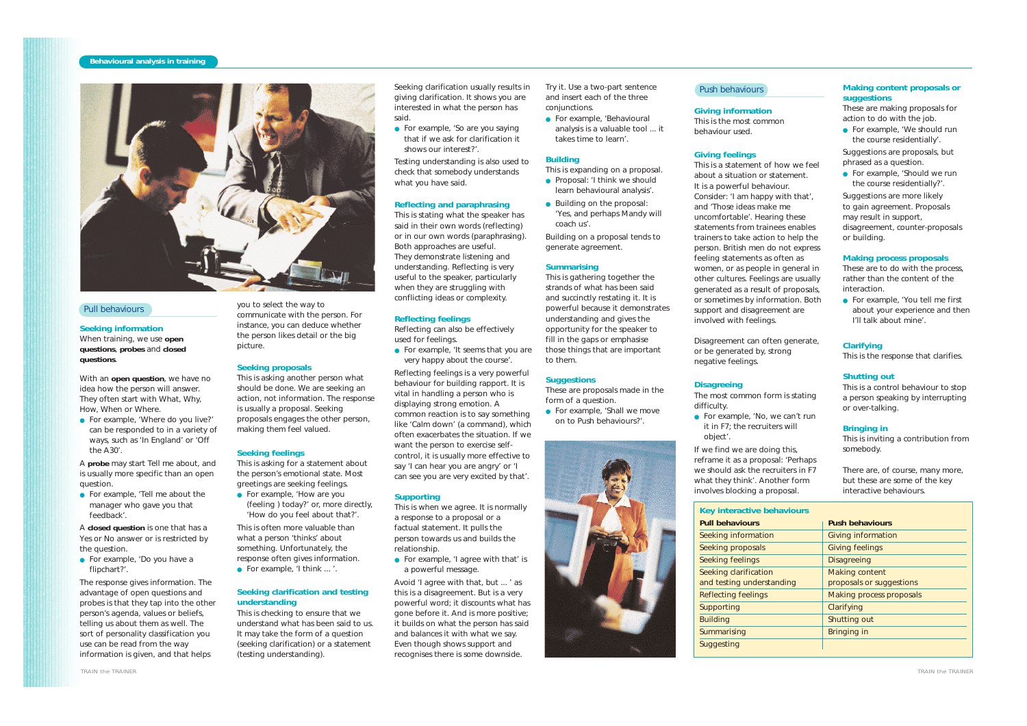## Pull behaviours

### Seeking information

When training, we use **open questions**, **probes** and **closed questions**.

With an **open question**, we have no idea how the person will answer. They often start with What, Why, How, When or Where.

- For example, 'Where do you live?' can be responded to in a variety of ways, such as 'In England' or 'Off the A30'.

A **probe** may start Tell me about, and is usually more specific than an open question.

- For example, 'Tell me about the manager who gave you that feedback'.

A **closed question** is one that has a Yes or No answer or is restricted by the question.

- For example, 'Do you have a flipchart?'.

The response gives information. The advantage of open questions and probes is that they tap into the other person's agenda, values or beliefs, telling us about them as well. The sort of personality classification you use can be read from the way information is given, and that helps you to select the way to communicate with the person. For instance, you can deduce whether the person likes detail or the big picture.

### Seeking proposals

This is asking another person what should be done. We are seeking an action, not information. The response is usually a proposal. Seeking proposals engages the other person, making them feel valued.

### Seeking feelings

This is asking for a statement about the person's emotional state. Most greetings are seeking feelings.

- For example, 'How are you (feeling ) today?' or, more directly, 'How do you feel about that?'.

This is often more valuable than what a person 'thinks' about something. Unfortunately, the response often gives information.

- For example, 'I think ... '.

### Seeking clarification and testing understanding

This is checking to ensure that we understand what has been said to us. It may take the form of a question (seeking clarification) or a statement (testing understanding).

Seeking clarification usually results in giving clarification. It shows you are interested in what the person has said.

- For example, 'So are you saying that if we ask for clarification it shows our interest?'.

Testing understanding is also used to check that somebody understands what you have said.

### Reflecting and paraphrasing

This is stating what the speaker has said in their own words (reflecting) or in our own words (paraphrasing). Both approaches are useful. They demonstrate listening and understanding. Reflecting is very useful to the speaker, particularly when they are struggling with conflicting ideas or complexity.

### Reflecting feelings

Reflecting can also be effectively used for feelings.

- For example, 'It seems that you are very happy about the course'.

Reflecting feelings is a very powerful behaviour for building rapport. It is vital in handling a person who is displaying strong emotion. A common reaction is to say something like 'Calm down' (a command), which often exacerbates the situation. If we want the person to exercise self-control, it is usually more effective to say 'I can hear you are angry' or 'I can see you are very excited by that'.

### Supporting

This is when we agree. It is normally a response to a proposal or a factual statement. It pulls the person towards us and builds the relationship.

- For example, 'I agree with that' is a powerful message.

Avoid 'I agree with that, but ... ' as this is a disagreement. But is a very powerful word; it discounts what has gone before it. And is more positive; it builds on what the person has said and balances it with what we say. Even though shows support and recognises there is some downside.

Try it. Use a two-part sentence and insert each of the three conjunctions.

- For example, 'Behavioural analysis is a valuable tool ... it takes time to learn'.

### Building

This is expanding on a proposal.

- Proposal: 'I think we should learn behavioural analysis'.
- Building on the proposal: 'Yes, and perhaps Mandy will coach us'.

Building on a proposal tends to generate agreement.

### Summarising

This is gathering together the strands of what has been said and succinctly restating it. It is powerful because it demonstrates understanding and gives the opportunity for the speaker to fill in the gaps or emphasise those things that are important to them.

### Suggestions

These are proposals made in the form of a question.

- For example, 'Shall we move on to Push behaviours?'.

## Push behaviours

### Giving information

This is the most common behaviour used.

### Giving feelings

This is a statement of how we feel about a situation or statement. It is a powerful behaviour. Consider: 'I am happy with that', and 'Those ideas make me uncomfortable'. Hearing these statements from trainees enables trainers to take action to help the person. British men do not express feeling statements as often as women, or as people in general in other cultures. Feelings are usually generated as a result of proposals, or sometimes by information. Both support and disagreement are involved with feelings.

Disagreement can often generate, or be generated by, strong negative feelings.

### Disagreeing

The most common form is stating difficulty.

- For example, 'No, we can't run it in F7; the recruiters will object'.

If we find we are doing this, reframe it as a proposal: 'Perhaps we should ask the recruiters in F7 what they think'. Another form involves blocking a proposal.

### Making content proposals or suggestions

These are making proposals for action to do with the job.

- For example, 'We should run the course residentially'.

Suggestions are proposals, but phrased as a question.

- For example, 'Should we run the course residentially?'.

Suggestions are more likely to gain agreement. Proposals may result in support, disagreement, counter-proposals or building.

### Making process proposals

These are to do with the process, rather than the content of the interaction.

- For example, 'You tell me first about your experience and then I'll talk about mine'.

### Clarifying

This is the response that clarifies.

### Shutting out

This is a control behaviour to stop a person speaking by interrupting or over-talking.

### Bringing in

This is inviting a contribution from somebody.

There are, of course, many more, but these are some of the key interactive behaviours.

**Key interactive behaviours**

| Pull behaviours | Push behaviours |
|---|---|
| Seeking information | Giving information |
| Seeking proposals | Giving feelings |
| Seeking feelings | Disagreeing |
| Seeking clarification and testing understanding | Making content proposals or suggestions |
| Reflecting feelings | Making process proposals |
| Supporting | Clarifying |
| Building | Shutting out |
| Summarising | Bringing in |
| Suggesting | |